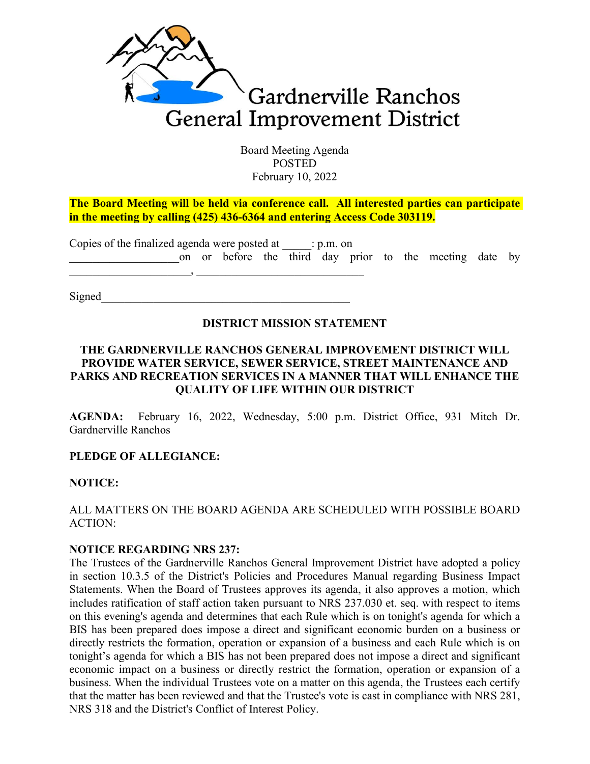# Gardnerville Ranchos General Improvement District

Board Meeting Agenda
POSTED
February 10, 2022

**The Board Meeting will be held via conference call. All interested parties can participate in the meeting by calling (425) 436-6364 and entering Access Code 303119.**

Copies of the finalized agenda were posted at _____: p.m. on ___________________ on or before the third day prior to the meeting date by ____________________, ____________________________

Signed__________________________________________

**DISTRICT MISSION STATEMENT**

**THE GARDNERVILLE RANCHOS GENERAL IMPROVEMENT DISTRICT WILL PROVIDE WATER SERVICE, SEWER SERVICE, STREET MAINTENANCE AND PARKS AND RECREATION SERVICES IN A MANNER THAT WILL ENHANCE THE QUALITY OF LIFE WITHIN OUR DISTRICT**

**AGENDA:** February 16, 2022, Wednesday, 5:00 p.m. District Office, 931 Mitch Dr. Gardnerville Ranchos

**PLEDGE OF ALLEGIANCE:**

**NOTICE:**

ALL MATTERS ON THE BOARD AGENDA ARE SCHEDULED WITH POSSIBLE BOARD ACTION:

**NOTICE REGARDING NRS 237:**
The Trustees of the Gardnerville Ranchos General Improvement District have adopted a policy in section 10.3.5 of the District's Policies and Procedures Manual regarding Business Impact Statements. When the Board of Trustees approves its agenda, it also approves a motion, which includes ratification of staff action taken pursuant to NRS 237.030 et. seq. with respect to items on this evening's agenda and determines that each Rule which is on tonight's agenda for which a BIS has been prepared does impose a direct and significant economic burden on a business or directly restricts the formation, operation or expansion of a business and each Rule which is on tonight's agenda for which a BIS has not been prepared does not impose a direct and significant economic impact on a business or directly restrict the formation, operation or expansion of a business. When the individual Trustees vote on a matter on this agenda, the Trustees each certify that the matter has been reviewed and that the Trustee's vote is cast in compliance with NRS 281, NRS 318 and the District's Conflict of Interest Policy.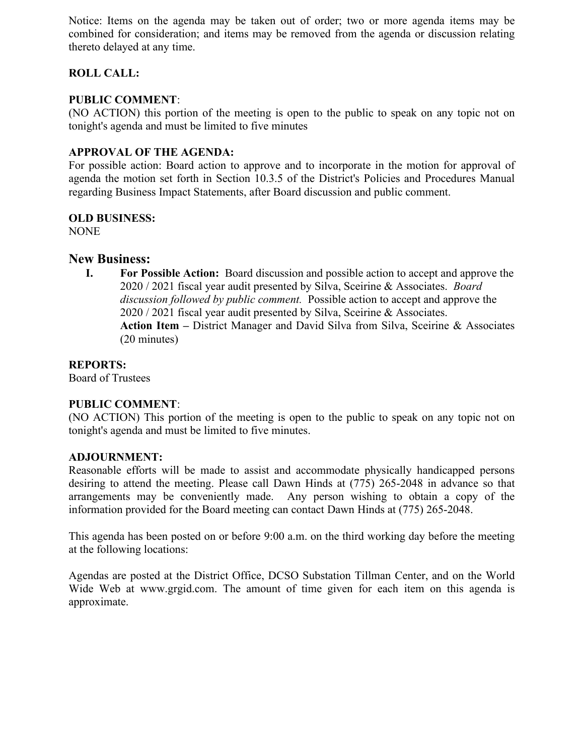Notice: Items on the agenda may be taken out of order; two or more agenda items may be combined for consideration; and items may be removed from the agenda or discussion relating thereto delayed at any time.

**ROLL CALL:**

**PUBLIC COMMENT**:
(NO ACTION) this portion of the meeting is open to the public to speak on any topic not on tonight's agenda and must be limited to five minutes

**APPROVAL OF THE AGENDA:**
For possible action: Board action to approve and to incorporate in the motion for approval of agenda the motion set forth in Section 10.3.5 of the District's Policies and Procedures Manual regarding Business Impact Statements, after Board discussion and public comment.

**OLD BUSINESS:**
NONE

## New Business:

**I.** **For Possible Action:** Board discussion and possible action to accept and approve the 2020 / 2021 fiscal year audit presented by Silva, Sceirine & Associates. *Board discussion followed by public comment.* Possible action to accept and approve the 2020 / 2021 fiscal year audit presented by Silva, Sceirine & Associates.
**Action Item –** District Manager and David Silva from Silva, Sceirine & Associates (20 minutes)

**REPORTS:**
Board of Trustees

**PUBLIC COMMENT**:
(NO ACTION) This portion of the meeting is open to the public to speak on any topic not on tonight's agenda and must be limited to five minutes.

**ADJOURNMENT:**
Reasonable efforts will be made to assist and accommodate physically handicapped persons desiring to attend the meeting. Please call Dawn Hinds at (775) 265-2048 in advance so that arrangements may be conveniently made. Any person wishing to obtain a copy of the information provided for the Board meeting can contact Dawn Hinds at (775) 265-2048.

This agenda has been posted on or before 9:00 a.m. on the third working day before the meeting at the following locations:

Agendas are posted at the District Office, DCSO Substation Tillman Center, and on the World Wide Web at www.grgid.com. The amount of time given for each item on this agenda is approximate.